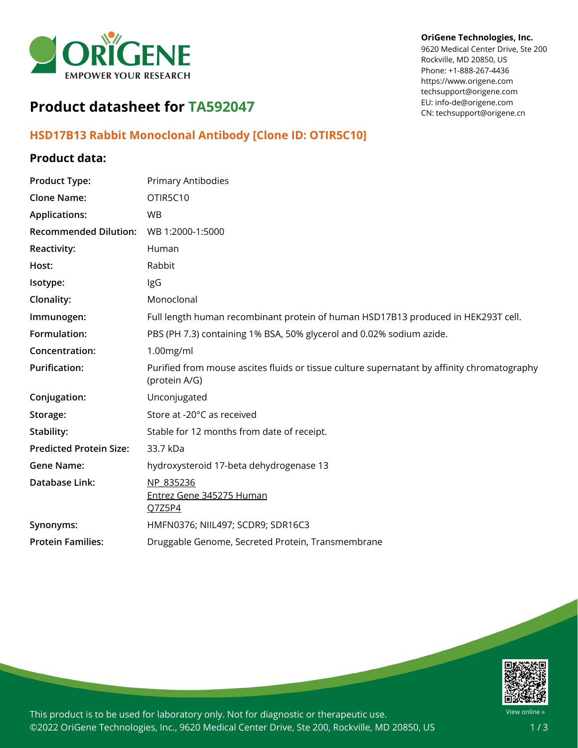OriGene Technologies, Inc.
9620 Medical Center Drive, Ste 200
Rockville, MD 20850, US
Phone: +1-888-267-4436
https://www.origene.com
techsupport@origene.com
EU: info-de@origene.com
CN: techsupport@origene.cn

# Product datasheet for TA592047

## HSD17B13 Rabbit Monoclonal Antibody [Clone ID: OTIR5C10]

### Product data:

| | |
|---|---|
| **Product Type:** | Primary Antibodies |
| **Clone Name:** | OTIR5C10 |
| **Applications:** | WB |
| **Recommended Dilution:** | WB 1:2000-1:5000 |
| **Reactivity:** | Human |
| **Host:** | Rabbit |
| **Isotype:** | IgG |
| **Clonality:** | Monoclonal |
| **Immunogen:** | Full length human recombinant protein of human HSD17B13 produced in HEK293T cell. |
| **Formulation:** | PBS (PH 7.3) containing 1% BSA, 50% glycerol and 0.02% sodium azide. |
| **Concentration:** | 1.00mg/ml |
| **Purification:** | Purified from mouse ascites fluids or tissue culture supernatant by affinity chromatography (protein A/G) |
| **Conjugation:** | Unconjugated |
| **Storage:** | Store at -20°C as received |
| **Stability:** | Stable for 12 months from date of receipt. |
| **Predicted Protein Size:** | 33.7 kDa |
| **Gene Name:** | hydroxysteroid 17-beta dehydrogenase 13 |
| **Database Link:** | NP_835236<br>Entrez Gene 345275 Human<br>Q7Z5P4 |
| **Synonyms:** | HMFN0376; NIIL497; SCDR9; SDR16C3 |
| **Protein Families:** | Druggable Genome, Secreted Protein, Transmembrane |

This product is to be used for laboratory only. Not for diagnostic or therapeutic use.
©2022 OriGene Technologies, Inc., 9620 Medical Center Drive, Ste 200, Rockville, MD 20850, US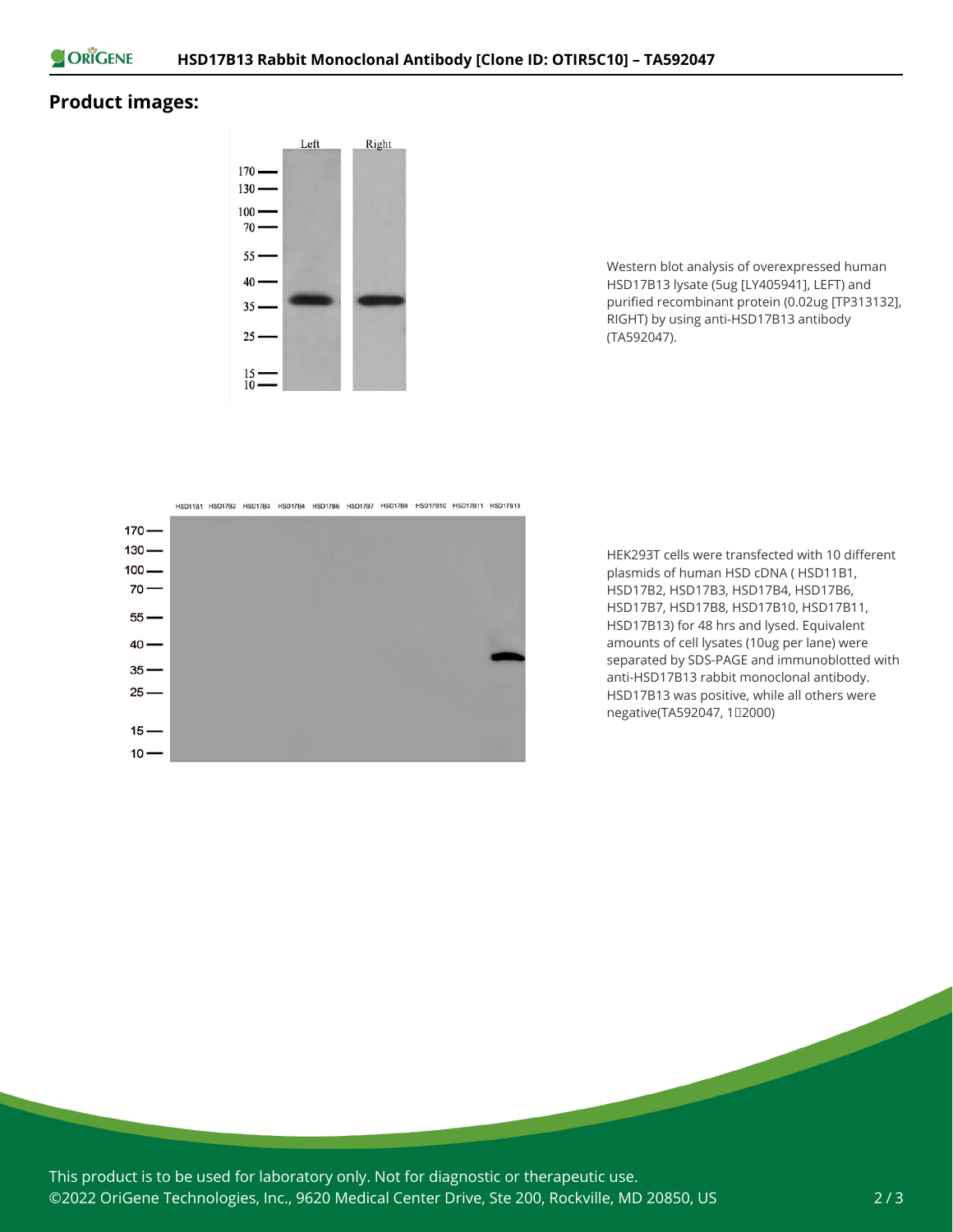## Product images:

Western blot analysis of overexpressed human HSD17B13 lysate (5ug [LY405941], LEFT) and purified recombinant protein (0.02ug [TP313132], RIGHT) by using anti-HSD17B13 antibody (TA592047).

HEK293T cells were transfected with 10 different plasmids of human HSD cDNA ( HSD11B1, HSD17B2, HSD17B3, HSD17B4, HSD17B6, HSD17B7, HSD17B8, HSD17B10, HSD17B11, HSD17B13) for 48 hrs and lysed. Equivalent amounts of cell lysates (10ug per lane) were separated by SDS-PAGE and immunoblotted with anti-HSD17B13 rabbit monoclonal antibody. HSD17B13 was positive, while all others were negative(TA592047, 1:2000)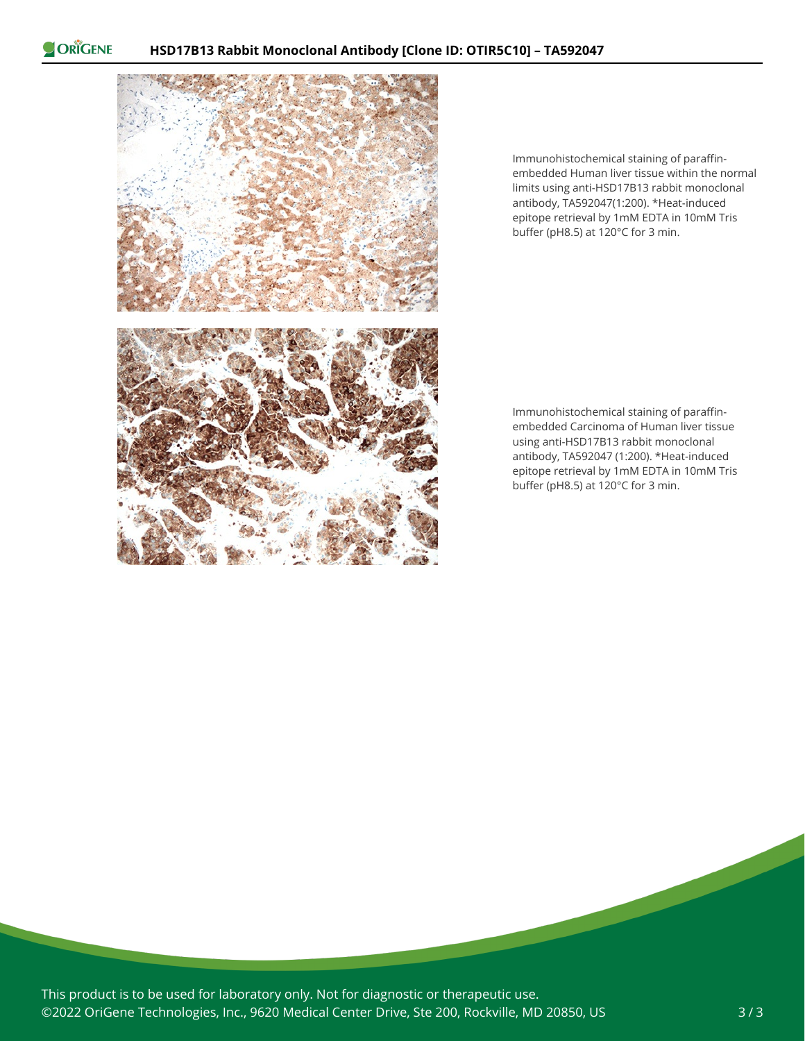Immunohistochemical staining of paraffin-embedded Human liver tissue within the normal limits using anti-HSD17B13 rabbit monoclonal antibody, TA592047(1:200). *Heat-induced epitope retrieval by 1mM EDTA in 10mM Tris buffer (pH8.5) at 120°C for 3 min.

Immunohistochemical staining of paraffin-embedded Carcinoma of Human liver tissue using anti-HSD17B13 rabbit monoclonal antibody, TA592047 (1:200). *Heat-induced epitope retrieval by 1mM EDTA in 10mM Tris buffer (pH8.5) at 120°C for 3 min.

This product is to be used for laboratory only. Not for diagnostic or therapeutic use.
©2022 OriGene Technologies, Inc., 9620 Medical Center Drive, Ste 200, Rockville, MD 20850, US